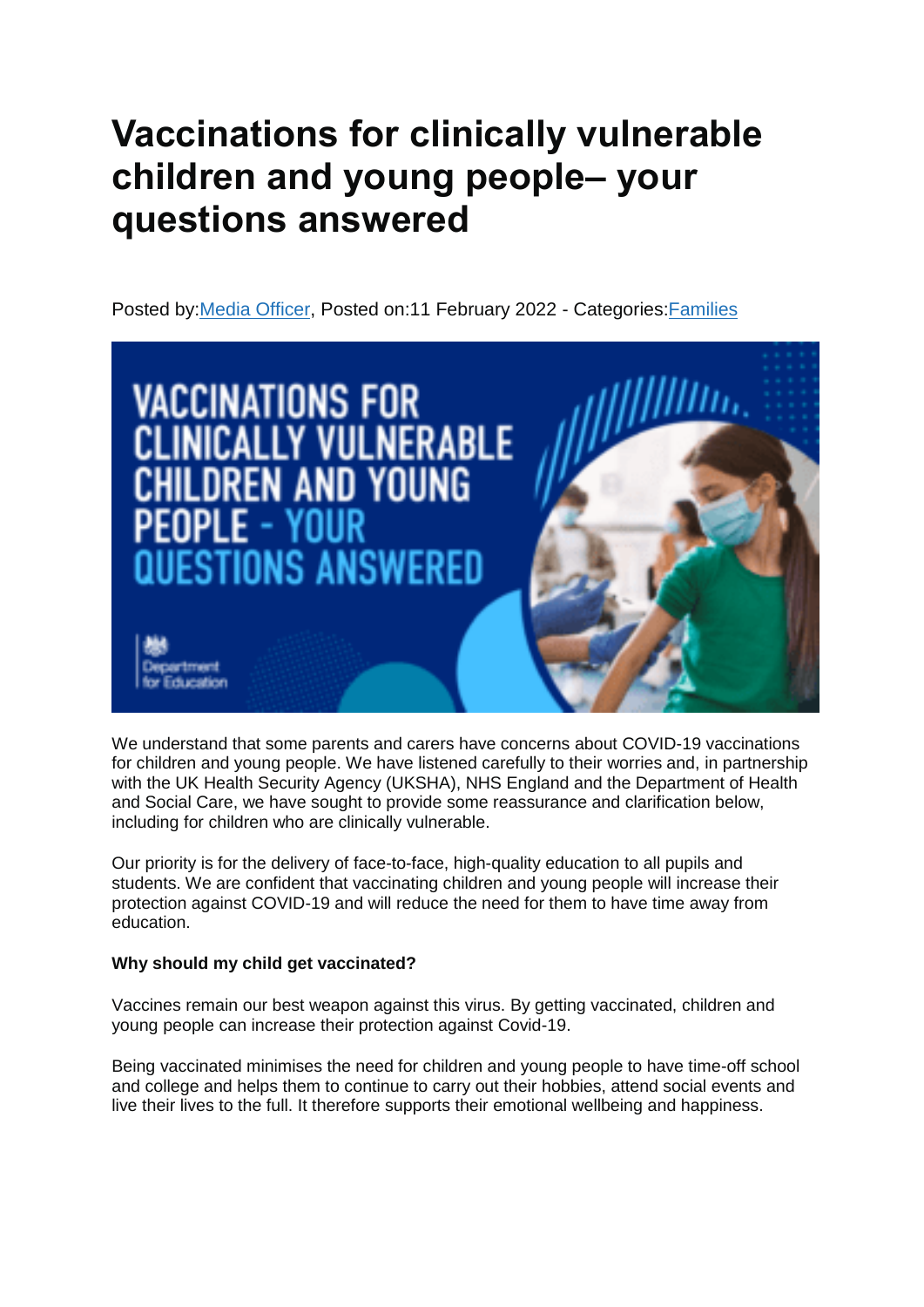# Vaccinations for clinically vulnerable children and young people– your questions answered

Posted by:[Media Officer](), Posted on:11 February 2022 - Categories:[Families]()

We understand that some parents and carers have concerns about COVID-19 vaccinations for children and young people. We have listened carefully to their worries and, in partnership with the UK Health Security Agency (UKSHA), NHS England and the Department of Health and Social Care, we have sought to provide some reassurance and clarification below, including for children who are clinically vulnerable.

Our priority is for the delivery of face-to-face, high-quality education to all pupils and students. We are confident that vaccinating children and young people will increase their protection against COVID-19 and will reduce the need for them to have time away from education.

**Why should my child get vaccinated?**

Vaccines remain our best weapon against this virus. By getting vaccinated, children and young people can increase their protection against Covid-19.

Being vaccinated minimises the need for children and young people to have time-off school and college and helps them to continue to carry out their hobbies, attend social events and live their lives to the full. It therefore supports their emotional wellbeing and happiness.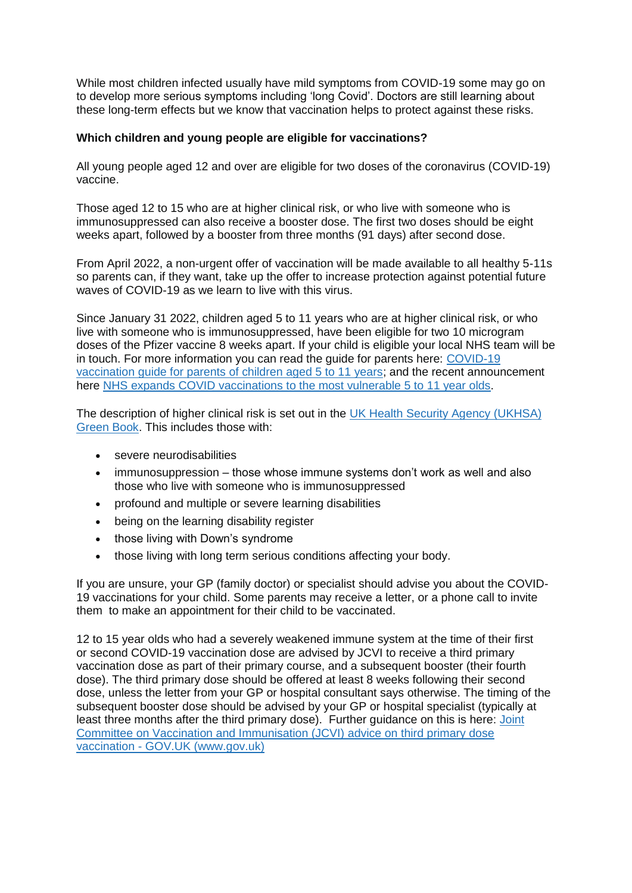While most children infected usually have mild symptoms from COVID-19 some may go on to develop more serious symptoms including 'long Covid'. Doctors are still learning about these long-term effects but we know that vaccination helps to protect against these risks.

**Which children and young people are eligible for vaccinations?**

All young people aged 12 and over are eligible for two doses of the coronavirus (COVID-19) vaccine.

Those aged 12 to 15 who are at higher clinical risk, or who live with someone who is immunosuppressed can also receive a booster dose. The first two doses should be eight weeks apart, followed by a booster from three months (91 days) after second dose.

From April 2022, a non-urgent offer of vaccination will be made available to all healthy 5-11s so parents can, if they want, take up the offer to increase protection against potential future waves of COVID-19 as we learn to live with this virus.

Since January 31 2022, children aged 5 to 11 years who are at higher clinical risk, or who live with someone who is immunosuppressed, have been eligible for two 10 microgram doses of the Pfizer vaccine 8 weeks apart. If your child is eligible your local NHS team will be in touch. For more information you can read the guide for parents here: COVID-19 vaccination guide for parents of children aged 5 to 11 years; and the recent announcement here NHS expands COVID vaccinations to the most vulnerable 5 to 11 year olds.

The description of higher clinical risk is set out in the UK Health Security Agency (UKHSA) Green Book. This includes those with:

- severe neurodisabilities
- immunosuppression – those whose immune systems don't work as well and also those who live with someone who is immunosuppressed
- profound and multiple or severe learning disabilities
- being on the learning disability register
- those living with Down's syndrome
- those living with long term serious conditions affecting your body.

If you are unsure, your GP (family doctor) or specialist should advise you about the COVID-19 vaccinations for your child. Some parents may receive a letter, or a phone call to invite them to make an appointment for their child to be vaccinated.

12 to 15 year olds who had a severely weakened immune system at the time of their first or second COVID-19 vaccination dose are advised by JCVI to receive a third primary vaccination dose as part of their primary course, and a subsequent booster (their fourth dose). The third primary dose should be offered at least 8 weeks following their second dose, unless the letter from your GP or hospital consultant says otherwise. The timing of the subsequent booster dose should be advised by your GP or hospital specialist (typically at least three months after the third primary dose). Further guidance on this is here: Joint Committee on Vaccination and Immunisation (JCVI) advice on third primary dose vaccination - GOV.UK (www.gov.uk)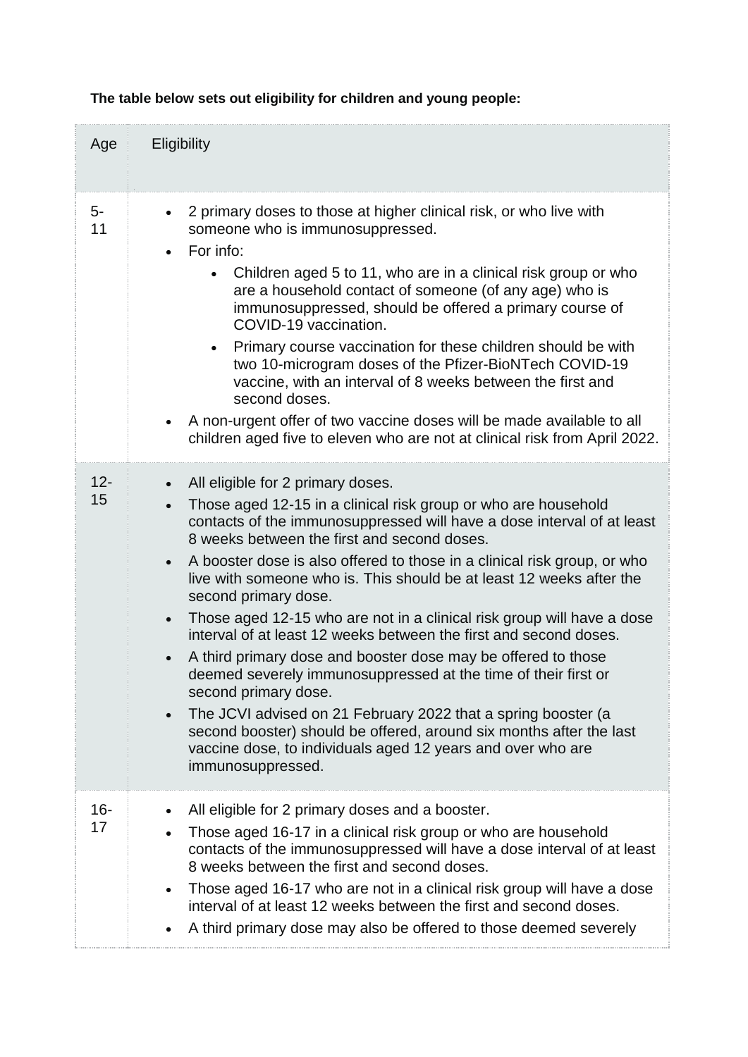**The table below sets out eligibility for children and young people:**

| Age | Eligibility |
|---|---|
| 5-11 | • 2 primary doses to those at higher clinical risk, or who live with someone who is immunosuppressed.<br>• For info:<br>  ◦ Children aged 5 to 11, who are in a clinical risk group or who are a household contact of someone (of any age) who is immunosuppressed, should be offered a primary course of COVID-19 vaccination.<br>  ◦ Primary course vaccination for these children should be with two 10-microgram doses of the Pfizer-BioNTech COVID-19 vaccine, with an interval of 8 weeks between the first and second doses.<br>• A non-urgent offer of two vaccine doses will be made available to all children aged five to eleven who are not at clinical risk from April 2022. |
| 12-15 | • All eligible for 2 primary doses.<br>• Those aged 12-15 in a clinical risk group or who are household contacts of the immunosuppressed will have a dose interval of at least 8 weeks between the first and second doses.<br>• A booster dose is also offered to those in a clinical risk group, or who live with someone who is. This should be at least 12 weeks after the second primary dose.<br>• Those aged 12-15 who are not in a clinical risk group will have a dose interval of at least 12 weeks between the first and second doses.<br>• A third primary dose and booster dose may be offered to those deemed severely immunosuppressed at the time of their first or second primary dose.<br>• The JCVI advised on 21 February 2022 that a spring booster (a second booster) should be offered, around six months after the last vaccine dose, to individuals aged 12 years and over who are immunosuppressed. |
| 16-17 | • All eligible for 2 primary doses and a booster.<br>• Those aged 16-17 in a clinical risk group or who are household contacts of the immunosuppressed will have a dose interval of at least 8 weeks between the first and second doses.<br>• Those aged 16-17 who are not in a clinical risk group will have a dose interval of at least 12 weeks between the first and second doses.<br>• A third primary dose may also be offered to those deemed severely |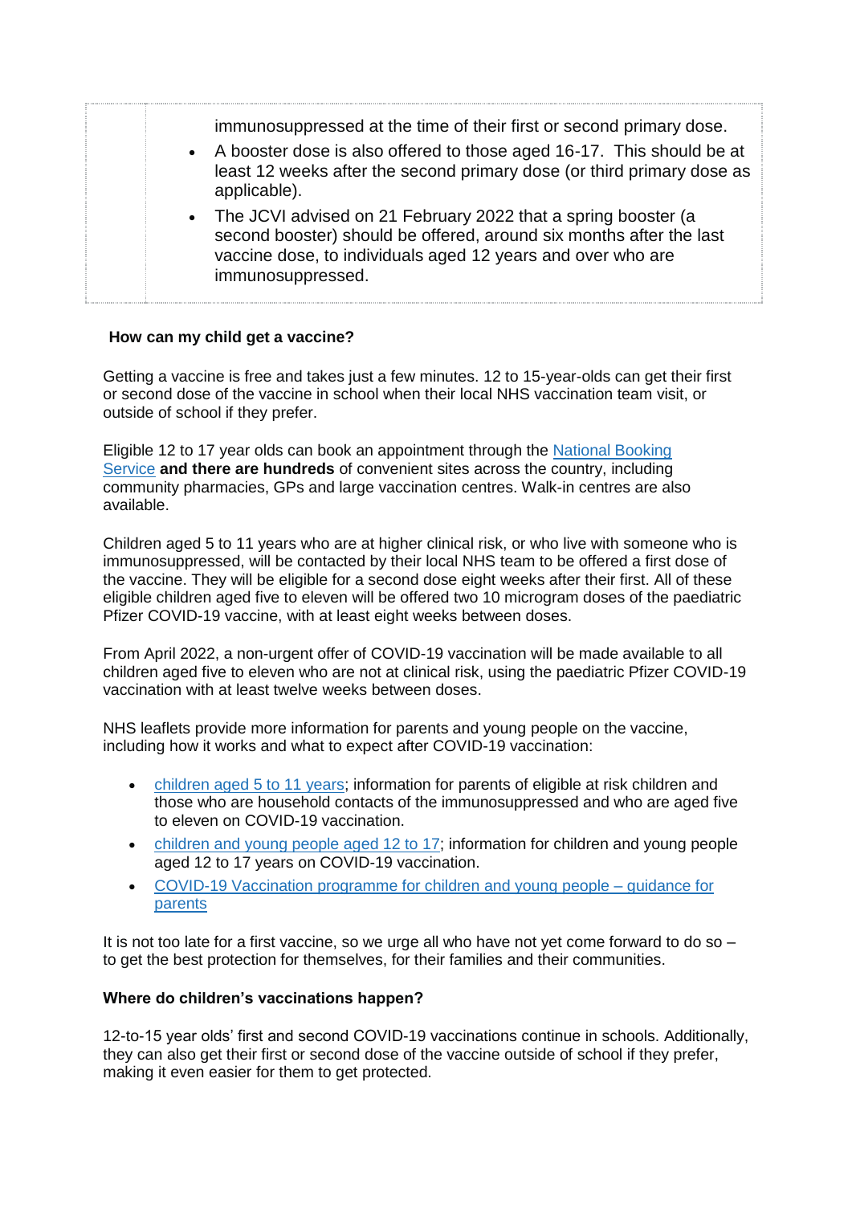| | immunosuppressed at the time of their first or second primary dose.<br>• A booster dose is also offered to those aged 16-17. This should be at least 12 weeks after the second primary dose (or third primary dose as applicable).<br>• The JCVI advised on 21 February 2022 that a spring booster (a second booster) should be offered, around six months after the last vaccine dose, to individuals aged 12 years and over who are immunosuppressed. |
|---|---|

**How can my child get a vaccine?**

Getting a vaccine is free and takes just a few minutes. 12 to 15-year-olds can get their first or second dose of the vaccine in school when their local NHS vaccination team visit, or outside of school if they prefer.

Eligible 12 to 17 year olds can book an appointment through the National Booking Service **and there are hundreds** of convenient sites across the country, including community pharmacies, GPs and large vaccination centres. Walk-in centres are also available.

Children aged 5 to 11 years who are at higher clinical risk, or who live with someone who is immunosuppressed, will be contacted by their local NHS team to be offered a first dose of the vaccine. They will be eligible for a second dose eight weeks after their first. All of these eligible children aged five to eleven will be offered two 10 microgram doses of the paediatric Pfizer COVID-19 vaccine, with at least eight weeks between doses.

From April 2022, a non-urgent offer of COVID-19 vaccination will be made available to all children aged five to eleven who are not at clinical risk, using the paediatric Pfizer COVID-19 vaccination with at least twelve weeks between doses.

NHS leaflets provide more information for parents and young people on the vaccine, including how it works and what to expect after COVID-19 vaccination:

- children aged 5 to 11 years; information for parents of eligible at risk children and those who are household contacts of the immunosuppressed and who are aged five to eleven on COVID-19 vaccination.
- children and young people aged 12 to 17; information for children and young people aged 12 to 17 years on COVID-19 vaccination.
- COVID-19 Vaccination programme for children and young people – guidance for parents

It is not too late for a first vaccine, so we urge all who have not yet come forward to do so – to get the best protection for themselves, for their families and their communities.

**Where do children's vaccinations happen?**

12-to-15 year olds' first and second COVID-19 vaccinations continue in schools. Additionally, they can also get their first or second dose of the vaccine outside of school if they prefer, making it even easier for them to get protected.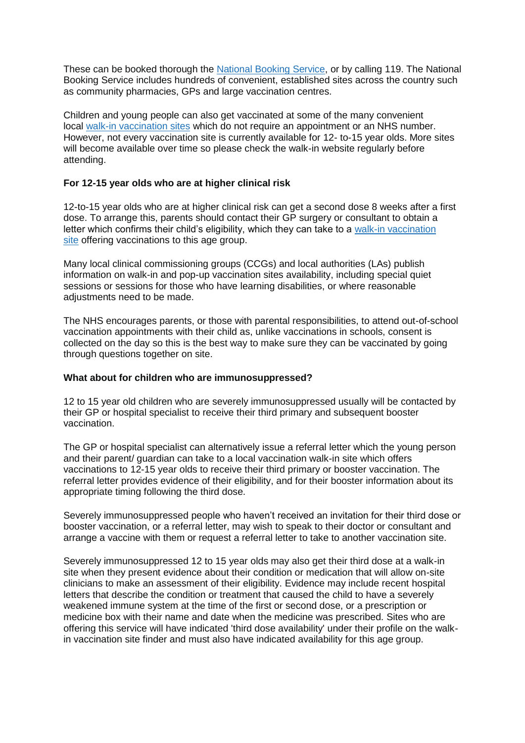These can be booked thorough the [National Booking Service](), or by calling 119. The National Booking Service includes hundreds of convenient, established sites across the country such as community pharmacies, GPs and large vaccination centres.

Children and young people can also get vaccinated at some of the many convenient local [walk-in vaccination sites]() which do not require an appointment or an NHS number. However, not every vaccination site is currently available for 12- to-15 year olds. More sites will become available over time so please check the walk-in website regularly before attending.

**For 12-15 year olds who are at higher clinical risk**

12-to-15 year olds who are at higher clinical risk can get a second dose 8 weeks after a first dose. To arrange this, parents should contact their GP surgery or consultant to obtain a letter which confirms their child's eligibility, which they can take to a [walk-in vaccination site]() offering vaccinations to this age group.

Many local clinical commissioning groups (CCGs) and local authorities (LAs) publish information on walk-in and pop-up vaccination sites availability, including special quiet sessions or sessions for those who have learning disabilities, or where reasonable adjustments need to be made.

The NHS encourages parents, or those with parental responsibilities, to attend out-of-school vaccination appointments with their child as, unlike vaccinations in schools, consent is collected on the day so this is the best way to make sure they can be vaccinated by going through questions together on site.

**What about for children who are immunosuppressed?**

12 to 15 year old children who are severely immunosuppressed usually will be contacted by their GP or hospital specialist to receive their third primary and subsequent booster vaccination.

The GP or hospital specialist can alternatively issue a referral letter which the young person and their parent/ guardian can take to a local vaccination walk-in site which offers vaccinations to 12-15 year olds to receive their third primary or booster vaccination. The referral letter provides evidence of their eligibility, and for their booster information about its appropriate timing following the third dose.

Severely immunosuppressed people who haven't received an invitation for their third dose or booster vaccination, or a referral letter, may wish to speak to their doctor or consultant and arrange a vaccine with them or request a referral letter to take to another vaccination site.

Severely immunosuppressed 12 to 15 year olds may also get their third dose at a walk-in site when they present evidence about their condition or medication that will allow on-site clinicians to make an assessment of their eligibility. Evidence may include recent hospital letters that describe the condition or treatment that caused the child to have a severely weakened immune system at the time of the first or second dose, or a prescription or medicine box with their name and date when the medicine was prescribed. Sites who are offering this service will have indicated 'third dose availability' under their profile on the walk-in vaccination site finder and must also have indicated availability for this age group.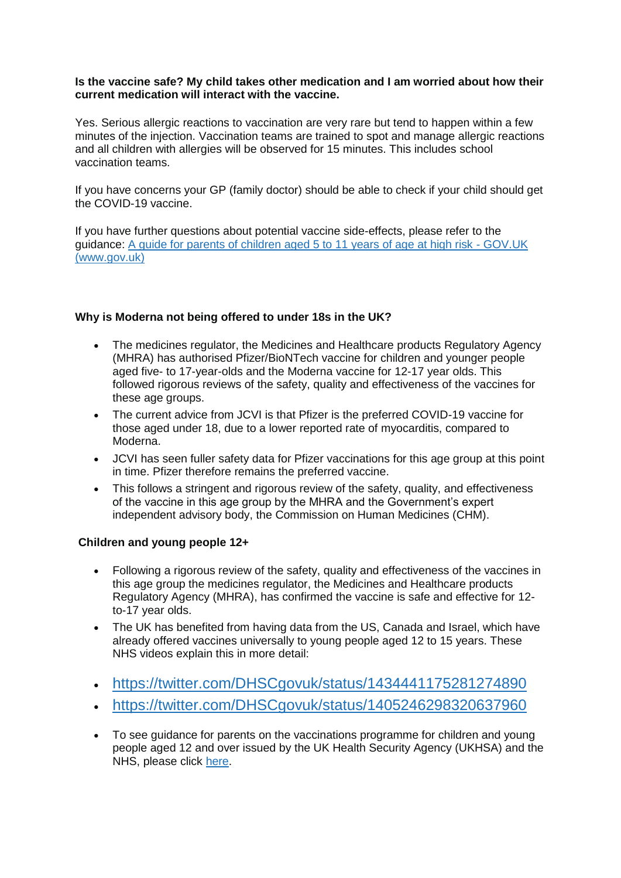**Is the vaccine safe? My child takes other medication and I am worried about how their current medication will interact with the vaccine.**

Yes. Serious allergic reactions to vaccination are very rare but tend to happen within a few minutes of the injection. Vaccination teams are trained to spot and manage allergic reactions and all children with allergies will be observed for 15 minutes. This includes school vaccination teams.

If you have concerns your GP (family doctor) should be able to check if your child should get the COVID-19 vaccine.

If you have further questions about potential vaccine side-effects, please refer to the guidance: [A guide for parents of children aged 5 to 11 years of age at high risk - GOV.UK (www.gov.uk)]

**Why is Moderna not being offered to under 18s in the UK?**

- The medicines regulator, the Medicines and Healthcare products Regulatory Agency (MHRA) has authorised Pfizer/BioNTech vaccine for children and younger people aged five- to 17-year-olds and the Moderna vaccine for 12-17 year olds. This followed rigorous reviews of the safety, quality and effectiveness of the vaccines for these age groups.
- The current advice from JCVI is that Pfizer is the preferred COVID-19 vaccine for those aged under 18, due to a lower reported rate of myocarditis, compared to Moderna.
- JCVI has seen fuller safety data for Pfizer vaccinations for this age group at this point in time. Pfizer therefore remains the preferred vaccine.
- This follows a stringent and rigorous review of the safety, quality, and effectiveness of the vaccine in this age group by the MHRA and the Government's expert independent advisory body, the Commission on Human Medicines (CHM).

**Children and young people 12+**

- Following a rigorous review of the safety, quality and effectiveness of the vaccines in this age group the medicines regulator, the Medicines and Healthcare products Regulatory Agency (MHRA), has confirmed the vaccine is safe and effective for 12-to-17 year olds.
- The UK has benefited from having data from the US, Canada and Israel, which have already offered vaccines universally to young people aged 12 to 15 years. These NHS videos explain this in more detail:
- https://twitter.com/DHSCgovuk/status/1434441175281274890
- https://twitter.com/DHSCgovuk/status/1405246298320637960
- To see guidance for parents on the vaccinations programme for children and young people aged 12 and over issued by the UK Health Security Agency (UKHSA) and the NHS, please click [here].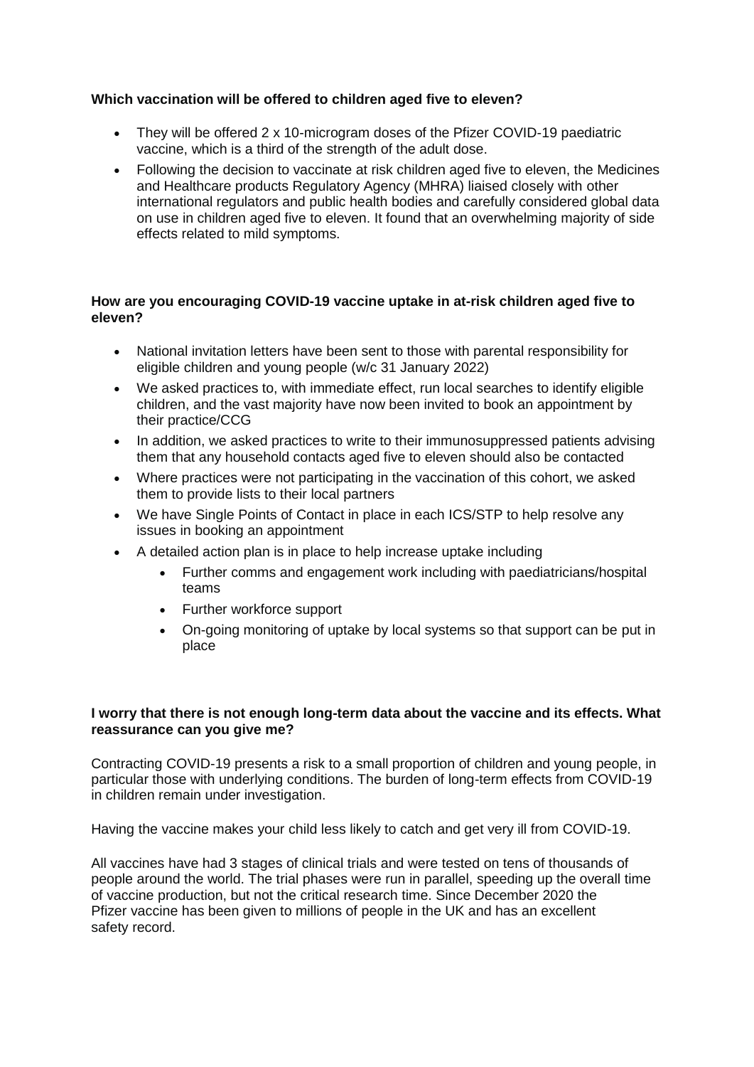**Which vaccination will be offered to children aged five to eleven?**

- They will be offered 2 x 10-microgram doses of the Pfizer COVID-19 paediatric vaccine, which is a third of the strength of the adult dose.
- Following the decision to vaccinate at risk children aged five to eleven, the Medicines and Healthcare products Regulatory Agency (MHRA) liaised closely with other international regulators and public health bodies and carefully considered global data on use in children aged five to eleven. It found that an overwhelming majority of side effects related to mild symptoms.

**How are you encouraging COVID-19 vaccine uptake in at-risk children aged five to eleven?**

- National invitation letters have been sent to those with parental responsibility for eligible children and young people (w/c 31 January 2022)
- We asked practices to, with immediate effect, run local searches to identify eligible children, and the vast majority have now been invited to book an appointment by their practice/CCG
- In addition, we asked practices to write to their immunosuppressed patients advising them that any household contacts aged five to eleven should also be contacted
- Where practices were not participating in the vaccination of this cohort, we asked them to provide lists to their local partners
- We have Single Points of Contact in place in each ICS/STP to help resolve any issues in booking an appointment
- A detailed action plan is in place to help increase uptake including
    - Further comms and engagement work including with paediatricians/hospital teams
    - Further workforce support
    - On-going monitoring of uptake by local systems so that support can be put in place

**I worry that there is not enough long-term data about the vaccine and its effects. What reassurance can you give me?**

Contracting COVID-19 presents a risk to a small proportion of children and young people, in particular those with underlying conditions. The burden of long-term effects from COVID-19 in children remain under investigation.

Having the vaccine makes your child less likely to catch and get very ill from COVID-19.

All vaccines have had 3 stages of clinical trials and were tested on tens of thousands of people around the world. The trial phases were run in parallel, speeding up the overall time of vaccine production, but not the critical research time. Since December 2020 the Pfizer vaccine has been given to millions of people in the UK and has an excellent safety record.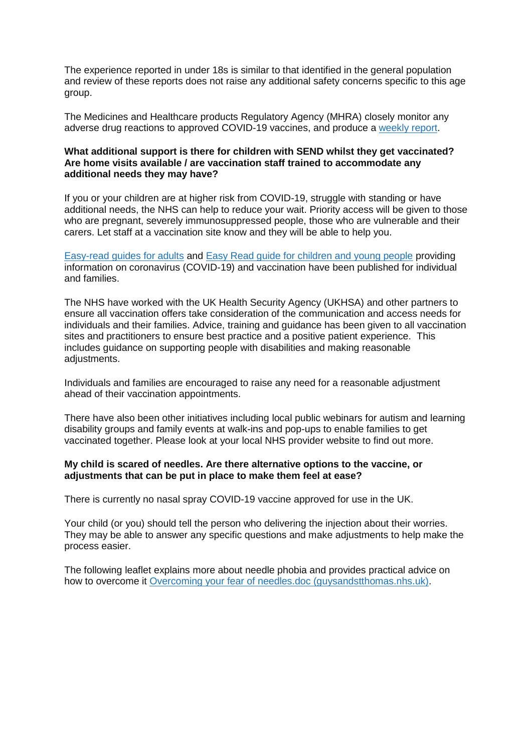The experience reported in under 18s is similar to that identified in the general population and review of these reports does not raise any additional safety concerns specific to this age group.

The Medicines and Healthcare products Regulatory Agency (MHRA) closely monitor any adverse drug reactions to approved COVID-19 vaccines, and produce a weekly report.

**What additional support is there for children with SEND whilst they get vaccinated? Are home visits available / are vaccination staff trained to accommodate any additional needs they may have?**

If you or your children are at higher risk from COVID-19, struggle with standing or have additional needs, the NHS can help to reduce your wait. Priority access will be given to those who are pregnant, severely immunosuppressed people, those who are vulnerable and their carers. Let staff at a vaccination site know and they will be able to help you.

Easy-read guides for adults and Easy Read guide for children and young people providing information on coronavirus (COVID-19) and vaccination have been published for individual and families.

The NHS have worked with the UK Health Security Agency (UKHSA) and other partners to ensure all vaccination offers take consideration of the communication and access needs for individuals and their families. Advice, training and guidance has been given to all vaccination sites and practitioners to ensure best practice and a positive patient experience. This includes guidance on supporting people with disabilities and making reasonable adjustments.

Individuals and families are encouraged to raise any need for a reasonable adjustment ahead of their vaccination appointments.

There have also been other initiatives including local public webinars for autism and learning disability groups and family events at walk-ins and pop-ups to enable families to get vaccinated together. Please look at your local NHS provider website to find out more.

**My child is scared of needles. Are there alternative options to the vaccine, or adjustments that can be put in place to make them feel at ease?**

There is currently no nasal spray COVID-19 vaccine approved for use in the UK.

Your child (or you) should tell the person who delivering the injection about their worries. They may be able to answer any specific questions and make adjustments to help make the process easier.

The following leaflet explains more about needle phobia and provides practical advice on how to overcome it Overcoming your fear of needles.doc (guysandstthomas.nhs.uk).